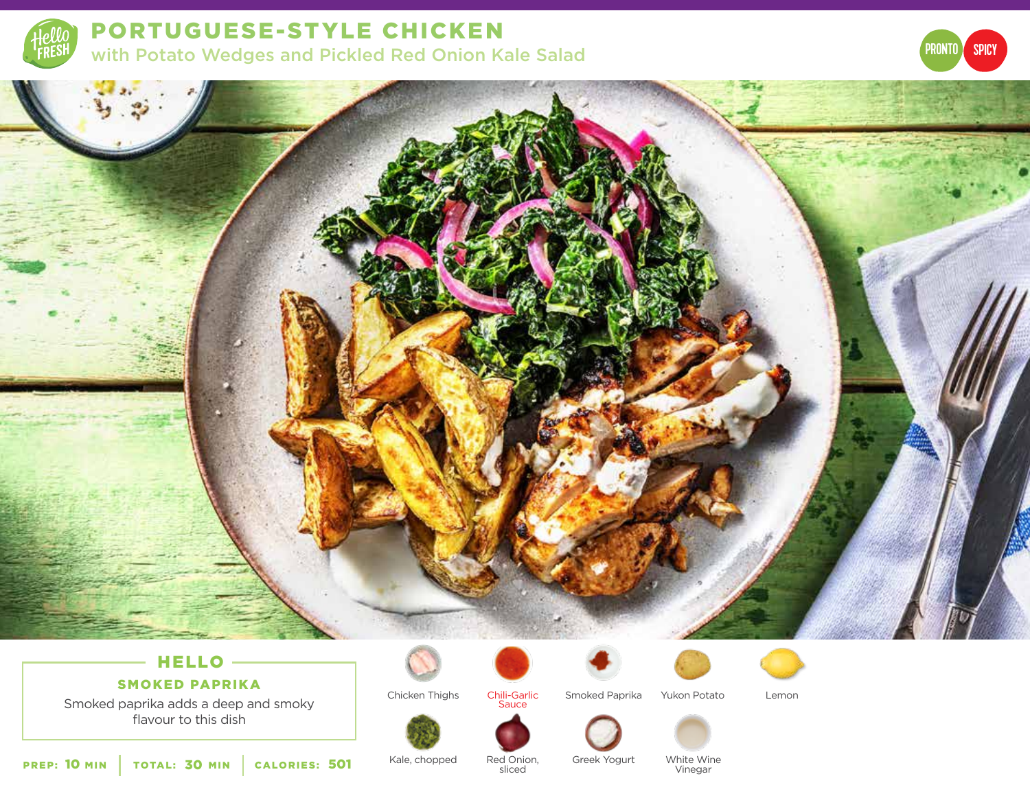# PORTUGUESE-STYLE CHICKEN

## with Potato Wedges and Pickled Red Onion Kale Salad

PRONTO SPICY

### HELLO

**SMOKED PAPRIKA**

Smoked paprika adds a deep and smoky flavour to this dish

**PREP:** 10 MIN | **TOTAL:** 30 MIN | **CALORIES:** 501

- Chicken Thighs
- Chili-Garlic Sauce
- Smoked Paprika
- Yukon Potato
- Lemon
- Kale, chopped
- Red Onion, sliced
- Greek Yogurt
- White Wine Vinegar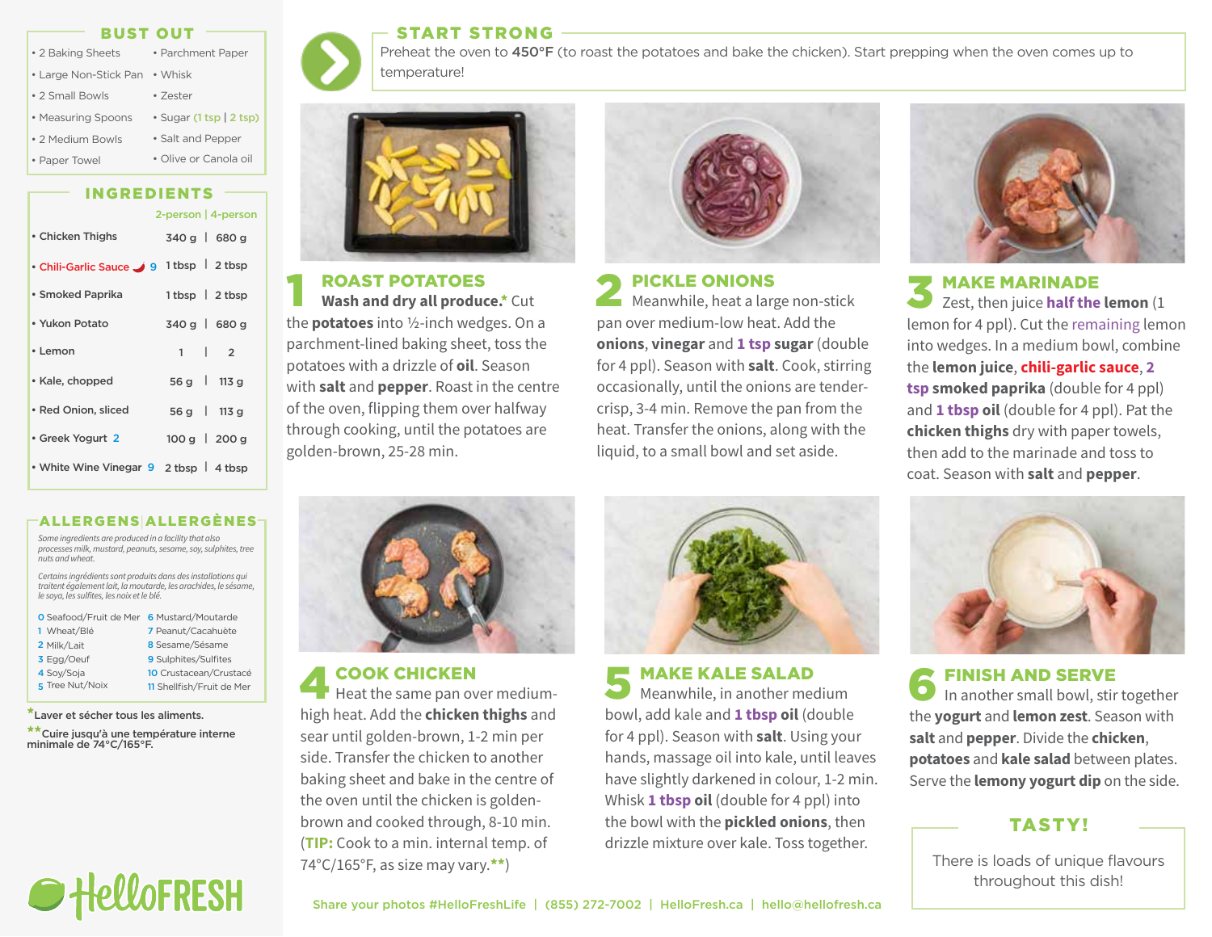## BUST OUT

- 2 Baking Sheets
- Large Non-Stick Pan
- 2 Small Bowls
- Measuring Spoons
- 2 Medium Bowls
- Paper Towel
- Parchment Paper
- Whisk
- Zester
- Sugar (1 tsp | 2 tsp)
- Salt and Pepper
- Olive or Canola oil

## INGREDIENTS

| | 2-person | 4-person |
|---|---|---|
| • Chicken Thighs | 340 g | 680 g |
| • Chili-Garlic Sauce 9 | 1 tbsp | 2 tbsp |
| • Smoked Paprika | 1 tbsp | 2 tbsp |
| • Yukon Potato | 340 g | 680 g |
| • Lemon | 1 | 2 |
| • Kale, chopped | 56 g | 113 g |
| • Red Onion, sliced | 56 g | 113 g |
| • Greek Yogurt 2 | 100 g | 200 g |
| • White Wine Vinegar 9 | 2 tbsp | 4 tbsp |

## ALLERGENS | ALLERGÈNES

*Some ingredients are produced in a facility that also processes milk, mustard, peanuts, sesame, soy, sulphites, tree nuts and wheat.*

*Certains ingrédients sont produits dans des installations qui traitent également lait, la moutarde, les arachides, le sésame, le soya, les sulfites, les noix et le blé.*

| | |
|---|---|
| 0 Seafood/Fruit de Mer | 6 Mustard/Moutarde |
| 1 Wheat/Blé | 7 Peanut/Cacahuète |
| 2 Milk/Lait | 8 Sesame/Sésame |
| 3 Egg/Oeuf | 9 Sulphites/Sulfites |
| 4 Soy/Soja | 10 Crustacean/Crustacé |
| 5 Tree Nut/Noix | 11 Shellfish/Fruit de Mer |

*Laver et sécher tous les aliments.

**Cuire jusqu'à une température interne minimale de 74°C/165°F.

HelloFRESH

## START STRONG

Preheat the oven to **450°F** (to roast the potatoes and bake the chicken). Start prepping when the oven comes up to temperature!

## 1 ROAST POTATOES

**Wash and dry all produce.*** Cut the **potatoes** into ½-inch wedges. On a parchment-lined baking sheet, toss the potatoes with a drizzle of **oil**. Season with **salt** and **pepper**. Roast in the centre of the oven, flipping them over halfway through cooking, until the potatoes are golden-brown, 25-28 min.

## 2 PICKLE ONIONS

Meanwhile, heat a large non-stick pan over medium-low heat. Add the **onions**, **vinegar** and **1 tsp sugar** (double for 4 ppl). Season with **salt**. Cook, stirring occasionally, until the onions are tender-crisp, 3-4 min. Remove the pan from the heat. Transfer the onions, along with the liquid, to a small bowl and set aside.

## 3 MAKE MARINADE

Zest, then juice **half the lemon** (1 lemon for 4 ppl). Cut the remaining lemon into wedges. In a medium bowl, combine the **lemon juice**, **chili-garlic sauce**, **2 tsp smoked paprika** (double for 4 ppl) and **1 tbsp oil** (double for 4 ppl). Pat the **chicken thighs** dry with paper towels, then add to the marinade and toss to coat. Season with **salt** and **pepper**.

## 4 COOK CHICKEN

Heat the same pan over medium-high heat. Add the **chicken thighs** and sear until golden-brown, 1-2 min per side. Transfer the chicken to another baking sheet and bake in the centre of the oven until the chicken is golden-brown and cooked through, 8-10 min. (**TIP:** Cook to a min. internal temp. of 74°C/165°F, as size may vary.**)

## 5 MAKE KALE SALAD

Meanwhile, in another medium bowl, add kale and **1 tbsp oil** (double for 4 ppl). Season with **salt**. Using your hands, massage oil into kale, until leaves have slightly darkened in colour, 1-2 min. Whisk **1 tbsp oil** (double for 4 ppl) into the bowl with the **pickled onions**, then drizzle mixture over kale. Toss together.

## 6 FINISH AND SERVE

In another small bowl, stir together the **yogurt** and **lemon zest**. Season with **salt** and **pepper**. Divide the **chicken**, **potatoes** and **kale salad** between plates. Serve the **lemony yogurt dip** on the side.

## TASTY!

There is loads of unique flavours throughout this dish!

Share your photos #HelloFreshLife | (855) 272-7002 | HelloFresh.ca | hello@hellofresh.ca